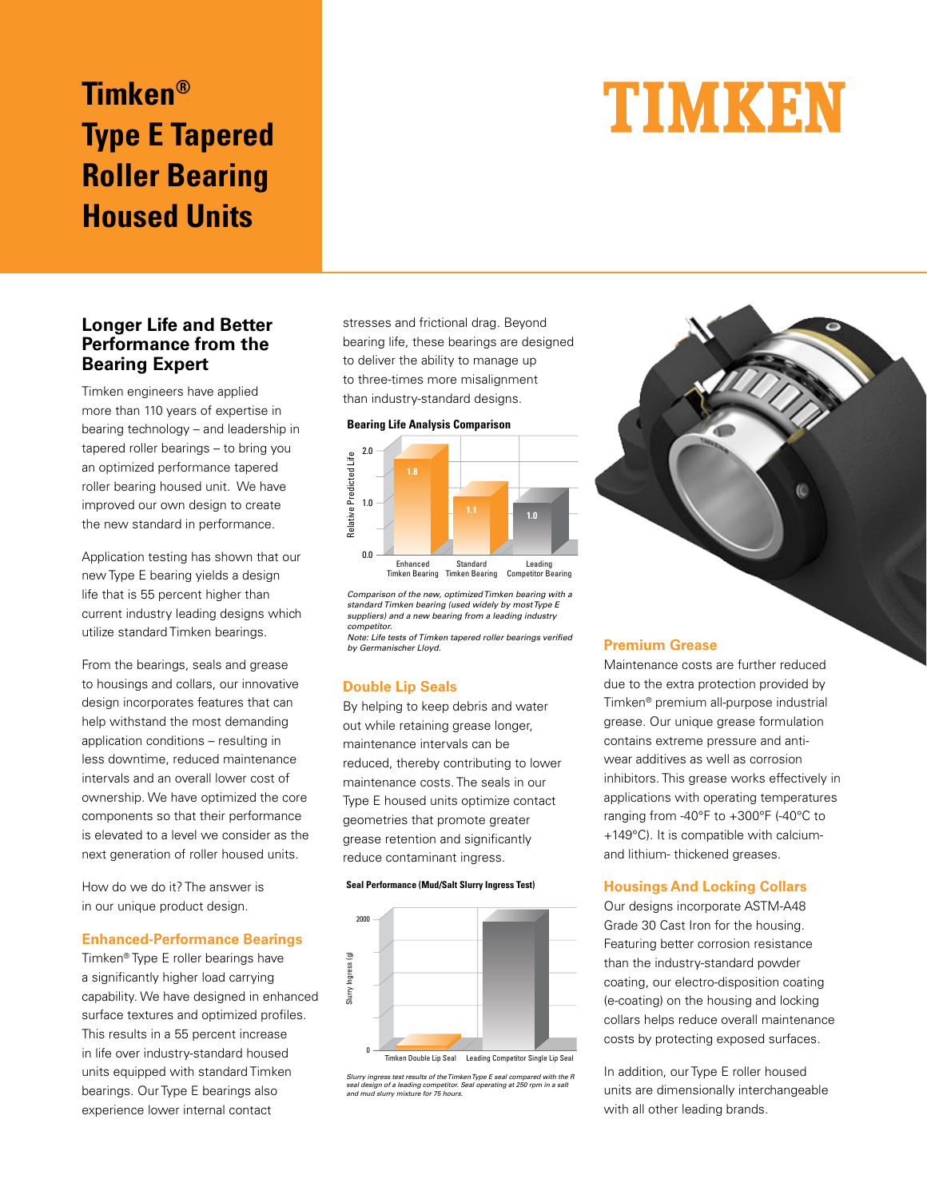# Timken® Type E Tapered Roller Bearing Housed Units

TIMKEN

## Longer Life and Better Performance from the Bearing Expert

Timken engineers have applied more than 110 years of expertise in bearing technology – and leadership in tapered roller bearings – to bring you an optimized performance tapered roller bearing housed unit. We have improved our own design to create the new standard in performance.

Application testing has shown that our new Type E bearing yields a design life that is 55 percent higher than current industry leading designs which utilize standard Timken bearings.

From the bearings, seals and grease to housings and collars, our innovative design incorporates features that can help withstand the most demanding application conditions – resulting in less downtime, reduced maintenance intervals and an overall lower cost of ownership. We have optimized the core components so that their performance is elevated to a level we consider as the next generation of roller housed units.

How do we do it? The answer is in our unique product design.

### Enhanced-Performance Bearings

Timken® Type E roller bearings have a significantly higher load carrying capability. We have designed in enhanced surface textures and optimized profiles. This results in a 55 percent increase in life over industry-standard housed units equipped with standard Timken bearings. Our Type E bearings also experience lower internal contact stresses and frictional drag. Beyond bearing life, these bearings are designed to deliver the ability to manage up to three-times more misalignment than industry-standard designs.

**Bearing Life Analysis Comparison**

| | Enhanced Timken Bearing | Standard Timken Bearing | Leading Competitor Bearing |
|---|---|---|---|
| Relative Predicted Life | 1.8 | 1.1 | 1.0 |

*Comparison of the new, optimized Timken bearing with a standard Timken bearing (used widely by most Type E suppliers) and a new bearing from a leading industry competitor.*
*Note: Life tests of Timken tapered roller bearings verified by Germanischer Lloyd.*

### Double Lip Seals

By helping to keep debris and water out while retaining grease longer, maintenance intervals can be reduced, thereby contributing to lower maintenance costs. The seals in our Type E housed units optimize contact geometries that promote greater grease retention and significantly reduce contaminant ingress.

**Seal Performance (Mud/Salt Slurry Ingress Test)**

Slurry Ingress (g): Timken Double Lip Seal; Leading Competitor Single Lip Seal (axis 0–2000)

*Slurry ingress test results of the Timken Type E seal compared with the R seal design of a leading competitor. Seal operating at 250 rpm in a salt and mud slurry mixture for 75 hours.*

### Premium Grease

Maintenance costs are further reduced due to the extra protection provided by Timken® premium all-purpose industrial grease. Our unique grease formulation contains extreme pressure and anti-wear additives as well as corrosion inhibitors. This grease works effectively in applications with operating temperatures ranging from -40°F to +300°F (-40°C to +149°C). It is compatible with calcium- and lithium- thickened greases.

### Housings And Locking Collars

Our designs incorporate ASTM-A48 Grade 30 Cast Iron for the housing. Featuring better corrosion resistance than the industry-standard powder coating, our electro-disposition coating (e-coating) on the housing and locking collars helps reduce overall maintenance costs by protecting exposed surfaces.

In addition, our Type E roller housed units are dimensionally interchangeable with all other leading brands.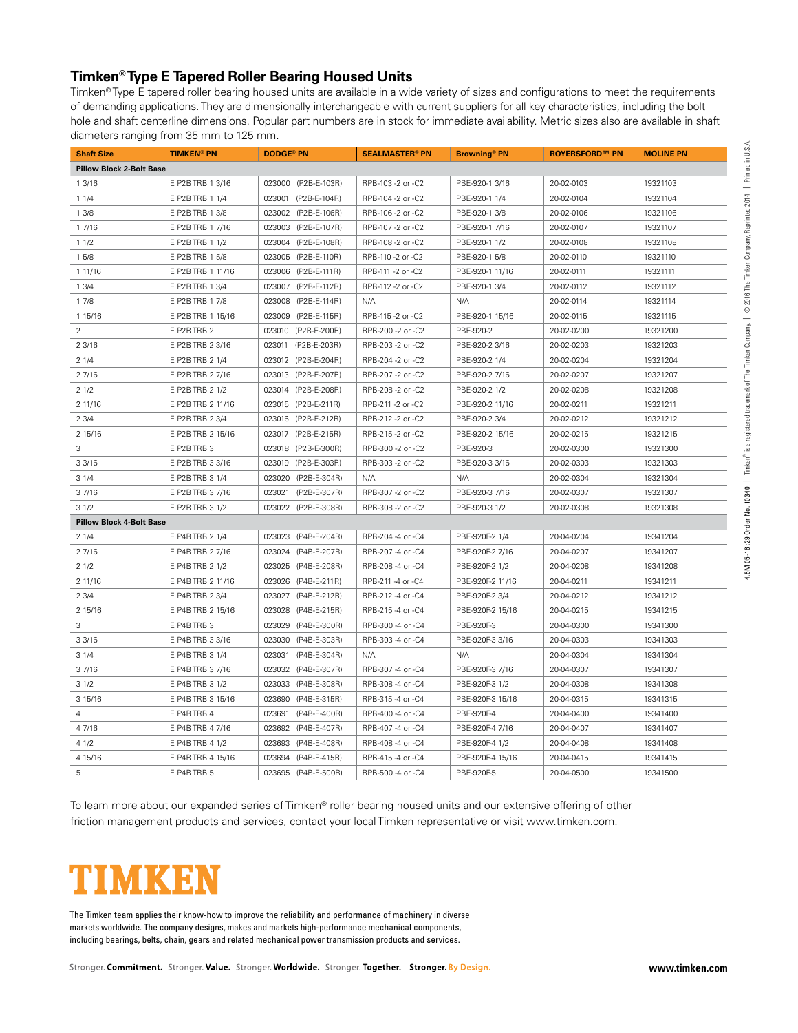## Timken® Type E Tapered Roller Bearing Housed Units

Timken® Type E tapered roller bearing housed units are available in a wide variety of sizes and configurations to meet the requirements of demanding applications. They are dimensionally interchangeable with current suppliers for all key characteristics, including the bolt hole and shaft centerline dimensions. Popular part numbers are in stock for immediate availability. Metric sizes also are available in shaft diameters ranging from 35 mm to 125 mm.

| Shaft Size | TIMKEN® PN | DODGE® PN | SEALMASTER® PN | Browning® PN | ROYERSFORD™ PN | MOLINE PN |
|---|---|---|---|---|---|---|
| **Pillow Block 2-Bolt Base** | | | | | | |
| 1 3/16 | E P2B TRB 1 3/16 | 023000 (P2B-E-103R) | RPB-103 -2 or -C2 | PBE-920-1 3/16 | 20-02-0103 | 19321103 |
| 1 1/4 | E P2B TRB 1 1/4 | 023001 (P2B-E-104R) | RPB-104 -2 or -C2 | PBE-920-1 1/4 | 20-02-0104 | 19321104 |
| 1 3/8 | E P2B TRB 1 3/8 | 023002 (P2B-E-106R) | RPB-106 -2 or -C2 | PBE-920-1 3/8 | 20-02-0106 | 19321106 |
| 1 7/16 | E P2B TRB 1 7/16 | 023003 (P2B-E-107R) | RPB-107 -2 or -C2 | PBE-920-1 7/16 | 20-02-0107 | 19321107 |
| 1 1/2 | E P2B TRB 1 1/2 | 023004 (P2B-E-108R) | RPB-108 -2 or -C2 | PBE-920-1 1/2 | 20-02-0108 | 19321108 |
| 1 5/8 | E P2B TRB 1 5/8 | 023005 (P2B-E-110R) | RPB-110 -2 or -C2 | PBE-920-1 5/8 | 20-02-0110 | 19321110 |
| 1 11/16 | E P2B TRB 1 11/16 | 023006 (P2B-E-111R) | RPB-111 -2 or -C2 | PBE-920-1 11/16 | 20-02-0111 | 19321111 |
| 1 3/4 | E P2B TRB 1 3/4 | 023007 (P2B-E-112R) | RPB-112 -2 or -C2 | PBE-920-1 3/4 | 20-02-0112 | 19321112 |
| 1 7/8 | E P2B TRB 1 7/8 | 023008 (P2B-E-114R) | N/A | N/A | 20-02-0114 | 19321114 |
| 1 15/16 | E P2B TRB 1 15/16 | 023009 (P2B-E-115R) | RPB-115 -2 or -C2 | PBE-920-1 15/16 | 20-02-0115 | 19321115 |
| 2 | E P2B TRB 2 | 023010 (P2B-E-200R) | RPB-200 -2 or -C2 | PBE-920-2 | 20-02-0200 | 19321200 |
| 2 3/16 | E P2B TRB 2 3/16 | 023011 (P2B-E-203R) | RPB-203 -2 or -C2 | PBE-920-2 3/16 | 20-02-0203 | 19321203 |
| 2 1/4 | E P2B TRB 2 1/4 | 023012 (P2B-E-204R) | RPB-204 -2 or -C2 | PBE-920-2 1/4 | 20-02-0204 | 19321204 |
| 2 7/16 | E P2B TRB 2 7/16 | 023013 (P2B-E-207R) | RPB-207 -2 or -C2 | PBE-920-2 7/16 | 20-02-0207 | 19321207 |
| 2 1/2 | E P2B TRB 2 1/2 | 023014 (P2B-E-208R) | RPB-208 -2 or -C2 | PBE-920-2 1/2 | 20-02-0208 | 19321208 |
| 2 11/16 | E P2B TRB 2 11/16 | 023015 (P2B-E-211R) | RPB-211 -2 or -C2 | PBE-920-2 11/16 | 20-02-0211 | 19321211 |
| 2 3/4 | E P2B TRB 2 3/4 | 023016 (P2B-E-212R) | RPB-212 -2 or -C2 | PBE-920-2 3/4 | 20-02-0212 | 19321212 |
| 2 15/16 | E P2B TRB 2 15/16 | 023017 (P2B-E-215R) | RPB-215 -2 or -C2 | PBE-920-2 15/16 | 20-02-0215 | 19321215 |
| 3 | E P2B TRB 3 | 023018 (P2B-E-300R) | RPB-300 -2 or -C2 | PBE-920-3 | 20-02-0300 | 19321300 |
| 3 3/16 | E P2B TRB 3 3/16 | 023019 (P2B-E-303R) | RPB-303 -2 or -C2 | PBE-920-3 3/16 | 20-02-0303 | 19321303 |
| 3 1/4 | E P2B TRB 3 1/4 | 023020 (P2B-E-304R) | N/A | N/A | 20-02-0304 | 19321304 |
| 3 7/16 | E P2B TRB 3 7/16 | 023021 (P2B-E-307R) | RPB-307 -2 or -C2 | PBE-920-3 7/16 | 20-02-0307 | 19321307 |
| 3 1/2 | E P2B TRB 3 1/2 | 023022 (P2B-E-308R) | RPB-308 -2 or -C2 | PBE-920-3 1/2 | 20-02-0308 | 19321308 |
| **Pillow Block 4-Bolt Base** | | | | | | |
| 2 1/4 | E P4B TRB 2 1/4 | 023023 (P4B-E-204R) | RPB-204 -4 or -C4 | PBE-920F-2 1/4 | 20-04-0204 | 19341204 |
| 2 7/16 | E P4B TRB 2 7/16 | 023024 (P4B-E-207R) | RPB-207 -4 or -C4 | PBE-920F-2 7/16 | 20-04-0207 | 19341207 |
| 2 1/2 | E P4B TRB 2 1/2 | 023025 (P4B-E-208R) | RPB-208 -4 or -C4 | PBE-920F-2 1/2 | 20-04-0208 | 19341208 |
| 2 11/16 | E P4B TRB 2 11/16 | 023026 (P4B-E-211R) | RPB-211 -4 or -C4 | PBE-920F-2 11/16 | 20-04-0211 | 19341211 |
| 2 3/4 | E P4B TRB 2 3/4 | 023027 (P4B-E-212R) | RPB-212 -4 or -C4 | PBE-920F-2 3/4 | 20-04-0212 | 19341212 |
| 2 15/16 | E P4B TRB 2 15/16 | 023028 (P4B-E-215R) | RPB-215 -4 or -C4 | PBE-920F-2 15/16 | 20-04-0215 | 19341215 |
| 3 | E P4B TRB 3 | 023029 (P4B-E-300R) | RPB-300 -4 or -C4 | PBE-920F-3 | 20-04-0300 | 19341300 |
| 3 3/16 | E P4B TRB 3 3/16 | 023030 (P4B-E-303R) | RPB-303 -4 or -C4 | PBE-920F-3 3/16 | 20-04-0303 | 19341303 |
| 3 1/4 | E P4B TRB 3 1/4 | 023031 (P4B-E-304R) | N/A | N/A | 20-04-0304 | 19341304 |
| 3 7/16 | E P4B TRB 3 7/16 | 023032 (P4B-E-307R) | RPB-307 -4 or -C4 | PBE-920F-3 7/16 | 20-04-0307 | 19341307 |
| 3 1/2 | E P4B TRB 3 1/2 | 023033 (P4B-E-308R) | RPB-308 -4 or -C4 | PBE-920F-3 1/2 | 20-04-0308 | 19341308 |
| 3 15/16 | E P4B TRB 3 15/16 | 023690 (P4B-E-315R) | RPB-315 -4 or -C4 | PBE-920F-3 15/16 | 20-04-0315 | 19341315 |
| 4 | E P4B TRB 4 | 023691 (P4B-E-400R) | RPB-400 -4 or -C4 | PBE-920F-4 | 20-04-0400 | 19341400 |
| 4 7/16 | E P4B TRB 4 7/16 | 023692 (P4B-E-407R) | RPB-407 -4 or -C4 | PBE-920F-4 7/16 | 20-04-0407 | 19341407 |
| 4 1/2 | E P4B TRB 4 1/2 | 023693 (P4B-E-408R) | RPB-408 -4 or -C4 | PBE-920F-4 1/2 | 20-04-0408 | 19341408 |
| 4 15/16 | E P4B TRB 4 15/16 | 023694 (P4B-E-415R) | RPB-415 -4 or -C4 | PBE-920F-4 15/16 | 20-04-0415 | 19341415 |
| 5 | E P4B TRB 5 | 023695 (P4B-E-500R) | RPB-500 -4 or -C4 | PBE-920F-5 | 20-04-0500 | 19341500 |

To learn more about our expanded series of Timken® roller bearing housed units and our extensive offering of other friction management products and services, contact your local Timken representative or visit www.timken.com.

**TIMKEN**

The Timken team applies their know-how to improve the reliability and performance of machinery in diverse markets worldwide. The company designs, makes and markets high-performance mechanical components, including bearings, belts, chain, gears and related mechanical power transmission products and services.

Stronger. **Commitment.** Stronger. **Value.** Stronger. **Worldwide.** Stronger. **Together.** | **Stronger. By Design.**

**www.timken.com**

4.5M 05-16 :29 Order No. 10340 | Timken® is a registered trademark of The Timken Company. | © 2016 The Timken Company, Reprinted 2014 | Printed in U.S.A.